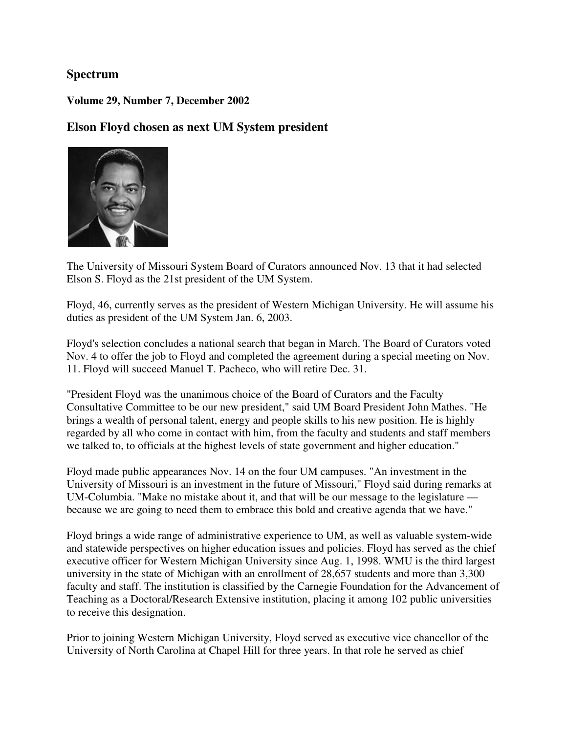# Spectrum

**Volume 29, Number 7, December 2002**

## Elson Floyd chosen as next UM System president

The University of Missouri System Board of Curators announced Nov. 13 that it had selected Elson S. Floyd as the 21st president of the UM System.

Floyd, 46, currently serves as the president of Western Michigan University. He will assume his duties as president of the UM System Jan. 6, 2003.

Floyd's selection concludes a national search that began in March. The Board of Curators voted Nov. 4 to offer the job to Floyd and completed the agreement during a special meeting on Nov. 11. Floyd will succeed Manuel T. Pacheco, who will retire Dec. 31.

"President Floyd was the unanimous choice of the Board of Curators and the Faculty Consultative Committee to be our new president," said UM Board President John Mathes. "He brings a wealth of personal talent, energy and people skills to his new position. He is highly regarded by all who come in contact with him, from the faculty and students and staff members we talked to, to officials at the highest levels of state government and higher education."

Floyd made public appearances Nov. 14 on the four UM campuses. "An investment in the University of Missouri is an investment in the future of Missouri," Floyd said during remarks at UM-Columbia. "Make no mistake about it, and that will be our message to the legislature — because we are going to need them to embrace this bold and creative agenda that we have."

Floyd brings a wide range of administrative experience to UM, as well as valuable system-wide and statewide perspectives on higher education issues and policies. Floyd has served as the chief executive officer for Western Michigan University since Aug. 1, 1998. WMU is the third largest university in the state of Michigan with an enrollment of 28,657 students and more than 3,300 faculty and staff. The institution is classified by the Carnegie Foundation for the Advancement of Teaching as a Doctoral/Research Extensive institution, placing it among 102 public universities to receive this designation.

Prior to joining Western Michigan University, Floyd served as executive vice chancellor of the University of North Carolina at Chapel Hill for three years. In that role he served as chief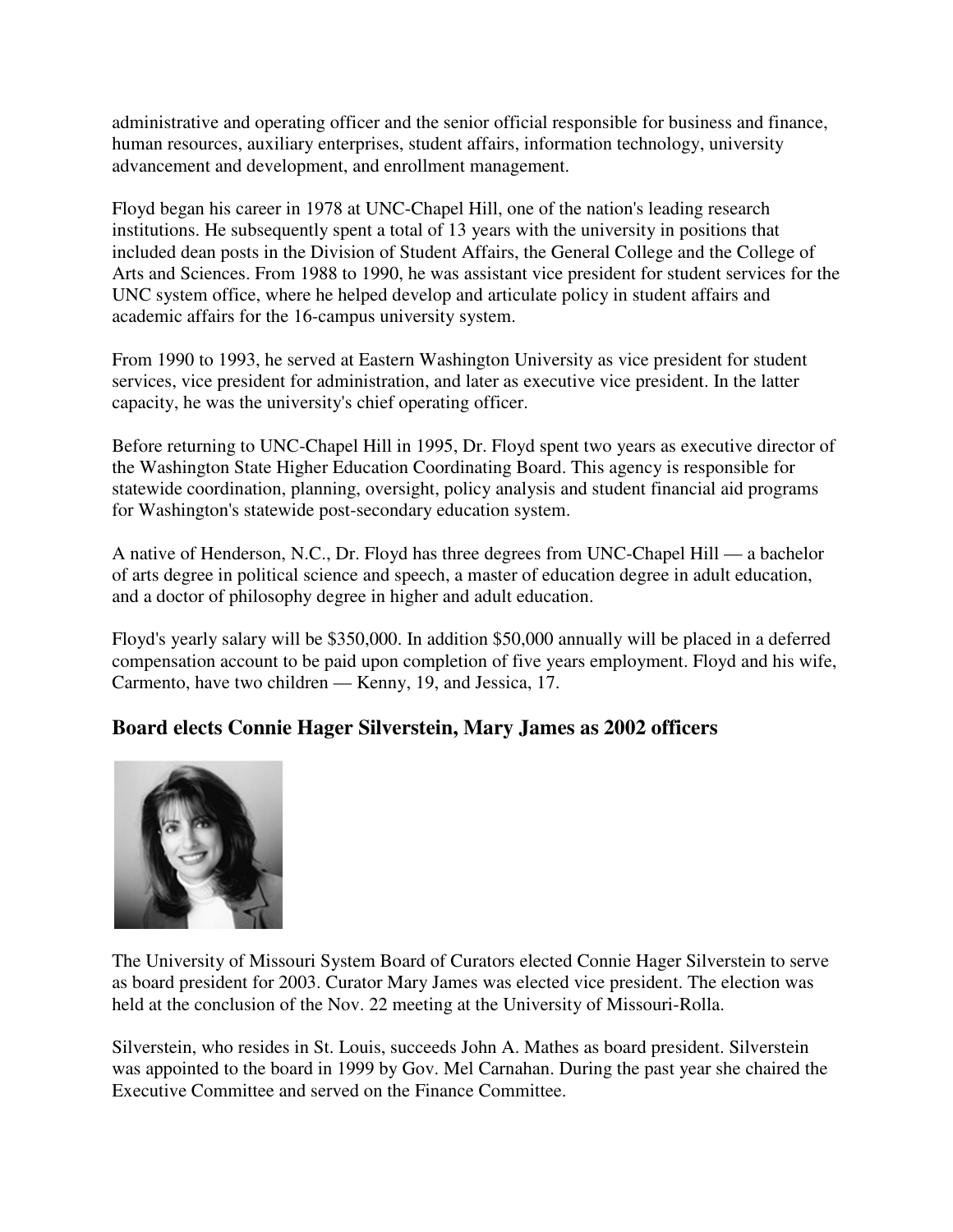administrative and operating officer and the senior official responsible for business and finance, human resources, auxiliary enterprises, student affairs, information technology, university advancement and development, and enrollment management.

Floyd began his career in 1978 at UNC-Chapel Hill, one of the nation's leading research institutions. He subsequently spent a total of 13 years with the university in positions that included dean posts in the Division of Student Affairs, the General College and the College of Arts and Sciences. From 1988 to 1990, he was assistant vice president for student services for the UNC system office, where he helped develop and articulate policy in student affairs and academic affairs for the 16-campus university system.

From 1990 to 1993, he served at Eastern Washington University as vice president for student services, vice president for administration, and later as executive vice president. In the latter capacity, he was the university's chief operating officer.

Before returning to UNC-Chapel Hill in 1995, Dr. Floyd spent two years as executive director of the Washington State Higher Education Coordinating Board. This agency is responsible for statewide coordination, planning, oversight, policy analysis and student financial aid programs for Washington's statewide post-secondary education system.

A native of Henderson, N.C., Dr. Floyd has three degrees from UNC-Chapel Hill — a bachelor of arts degree in political science and speech, a master of education degree in adult education, and a doctor of philosophy degree in higher and adult education.

Floyd's yearly salary will be $350,000. In addition $50,000 annually will be placed in a deferred compensation account to be paid upon completion of five years employment. Floyd and his wife, Carmento, have two children — Kenny, 19, and Jessica, 17.

## Board elects Connie Hager Silverstein, Mary James as 2002 officers

The University of Missouri System Board of Curators elected Connie Hager Silverstein to serve as board president for 2003. Curator Mary James was elected vice president. The election was held at the conclusion of the Nov. 22 meeting at the University of Missouri-Rolla.

Silverstein, who resides in St. Louis, succeeds John A. Mathes as board president. Silverstein was appointed to the board in 1999 by Gov. Mel Carnahan. During the past year she chaired the Executive Committee and served on the Finance Committee.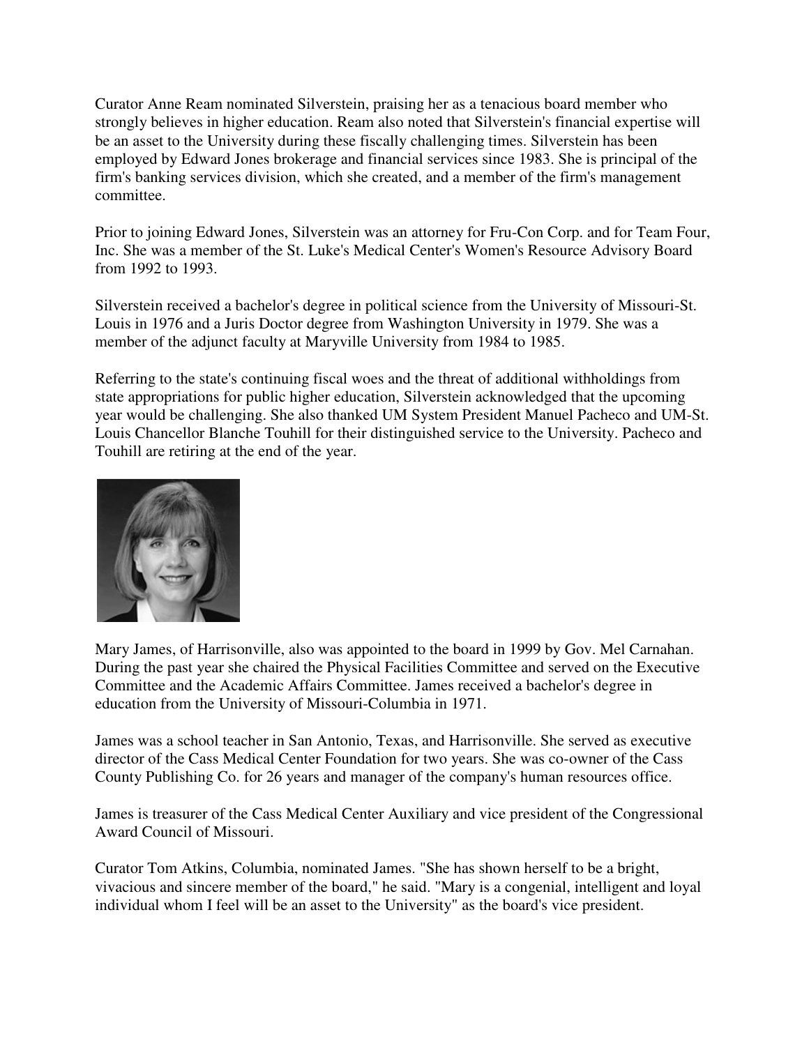Curator Anne Ream nominated Silverstein, praising her as a tenacious board member who strongly believes in higher education. Ream also noted that Silverstein's financial expertise will be an asset to the University during these fiscally challenging times. Silverstein has been employed by Edward Jones brokerage and financial services since 1983. She is principal of the firm's banking services division, which she created, and a member of the firm's management committee.

Prior to joining Edward Jones, Silverstein was an attorney for Fru-Con Corp. and for Team Four, Inc. She was a member of the St. Luke's Medical Center's Women's Resource Advisory Board from 1992 to 1993.

Silverstein received a bachelor's degree in political science from the University of Missouri-St. Louis in 1976 and a Juris Doctor degree from Washington University in 1979. She was a member of the adjunct faculty at Maryville University from 1984 to 1985.

Referring to the state's continuing fiscal woes and the threat of additional withholdings from state appropriations for public higher education, Silverstein acknowledged that the upcoming year would be challenging. She also thanked UM System President Manuel Pacheco and UM-St. Louis Chancellor Blanche Touhill for their distinguished service to the University. Pacheco and Touhill are retiring at the end of the year.

Mary James, of Harrisonville, also was appointed to the board in 1999 by Gov. Mel Carnahan. During the past year she chaired the Physical Facilities Committee and served on the Executive Committee and the Academic Affairs Committee. James received a bachelor's degree in education from the University of Missouri-Columbia in 1971.

James was a school teacher in San Antonio, Texas, and Harrisonville. She served as executive director of the Cass Medical Center Foundation for two years. She was co-owner of the Cass County Publishing Co. for 26 years and manager of the company's human resources office.

James is treasurer of the Cass Medical Center Auxiliary and vice president of the Congressional Award Council of Missouri.

Curator Tom Atkins, Columbia, nominated James. "She has shown herself to be a bright, vivacious and sincere member of the board," he said. "Mary is a congenial, intelligent and loyal individual whom I feel will be an asset to the University" as the board's vice president.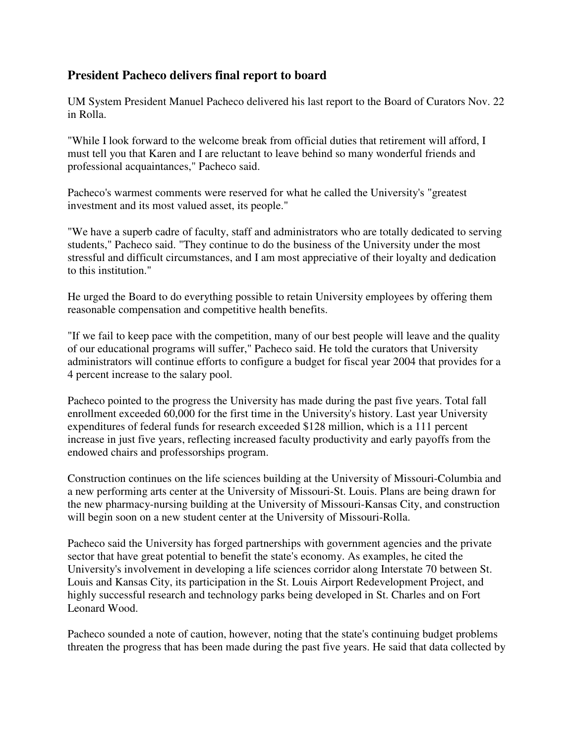### President Pacheco delivers final report to board

UM System President Manuel Pacheco delivered his last report to the Board of Curators Nov. 22 in Rolla.

"While I look forward to the welcome break from official duties that retirement will afford, I must tell you that Karen and I are reluctant to leave behind so many wonderful friends and professional acquaintances," Pacheco said.

Pacheco's warmest comments were reserved for what he called the University's "greatest investment and its most valued asset, its people."

"We have a superb cadre of faculty, staff and administrators who are totally dedicated to serving students," Pacheco said. "They continue to do the business of the University under the most stressful and difficult circumstances, and I am most appreciative of their loyalty and dedication to this institution."

He urged the Board to do everything possible to retain University employees by offering them reasonable compensation and competitive health benefits.

"If we fail to keep pace with the competition, many of our best people will leave and the quality of our educational programs will suffer," Pacheco said. He told the curators that University administrators will continue efforts to configure a budget for fiscal year 2004 that provides for a 4 percent increase to the salary pool.

Pacheco pointed to the progress the University has made during the past five years. Total fall enrollment exceeded 60,000 for the first time in the University's history. Last year University expenditures of federal funds for research exceeded $128 million, which is a 111 percent increase in just five years, reflecting increased faculty productivity and early payoffs from the endowed chairs and professorships program.

Construction continues on the life sciences building at the University of Missouri-Columbia and a new performing arts center at the University of Missouri-St. Louis. Plans are being drawn for the new pharmacy-nursing building at the University of Missouri-Kansas City, and construction will begin soon on a new student center at the University of Missouri-Rolla.

Pacheco said the University has forged partnerships with government agencies and the private sector that have great potential to benefit the state's economy. As examples, he cited the University's involvement in developing a life sciences corridor along Interstate 70 between St. Louis and Kansas City, its participation in the St. Louis Airport Redevelopment Project, and highly successful research and technology parks being developed in St. Charles and on Fort Leonard Wood.

Pacheco sounded a note of caution, however, noting that the state's continuing budget problems threaten the progress that has been made during the past five years. He said that data collected by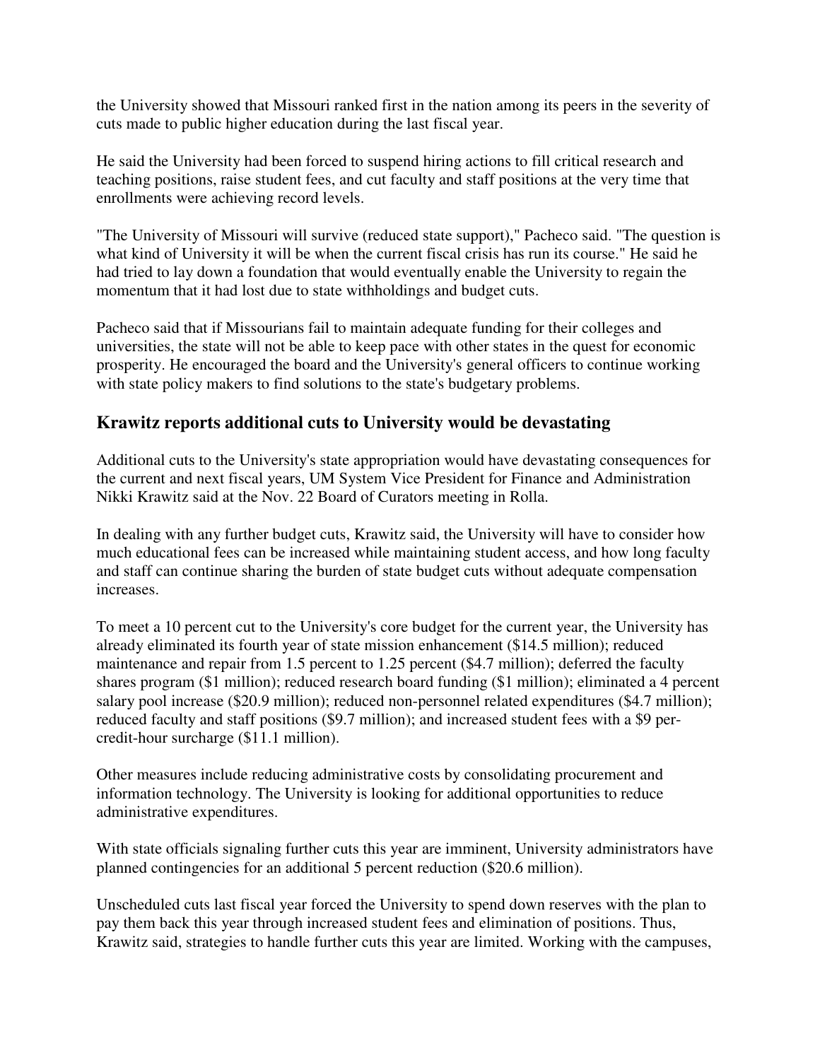the University showed that Missouri ranked first in the nation among its peers in the severity of cuts made to public higher education during the last fiscal year.

He said the University had been forced to suspend hiring actions to fill critical research and teaching positions, raise student fees, and cut faculty and staff positions at the very time that enrollments were achieving record levels.

"The University of Missouri will survive (reduced state support)," Pacheco said. "The question is what kind of University it will be when the current fiscal crisis has run its course." He said he had tried to lay down a foundation that would eventually enable the University to regain the momentum that it had lost due to state withholdings and budget cuts.

Pacheco said that if Missourians fail to maintain adequate funding for their colleges and universities, the state will not be able to keep pace with other states in the quest for economic prosperity. He encouraged the board and the University's general officers to continue working with state policy makers to find solutions to the state's budgetary problems.

## Krawitz reports additional cuts to University would be devastating

Additional cuts to the University's state appropriation would have devastating consequences for the current and next fiscal years, UM System Vice President for Finance and Administration Nikki Krawitz said at the Nov. 22 Board of Curators meeting in Rolla.

In dealing with any further budget cuts, Krawitz said, the University will have to consider how much educational fees can be increased while maintaining student access, and how long faculty and staff can continue sharing the burden of state budget cuts without adequate compensation increases.

To meet a 10 percent cut to the University's core budget for the current year, the University has already eliminated its fourth year of state mission enhancement ($14.5 million); reduced maintenance and repair from 1.5 percent to 1.25 percent ($4.7 million); deferred the faculty shares program ($1 million); reduced research board funding ($1 million); eliminated a 4 percent salary pool increase ($20.9 million); reduced non-personnel related expenditures ($4.7 million); reduced faculty and staff positions ($9.7 million); and increased student fees with a $9 per-credit-hour surcharge ($11.1 million).

Other measures include reducing administrative costs by consolidating procurement and information technology. The University is looking for additional opportunities to reduce administrative expenditures.

With state officials signaling further cuts this year are imminent, University administrators have planned contingencies for an additional 5 percent reduction ($20.6 million).

Unscheduled cuts last fiscal year forced the University to spend down reserves with the plan to pay them back this year through increased student fees and elimination of positions. Thus, Krawitz said, strategies to handle further cuts this year are limited. Working with the campuses,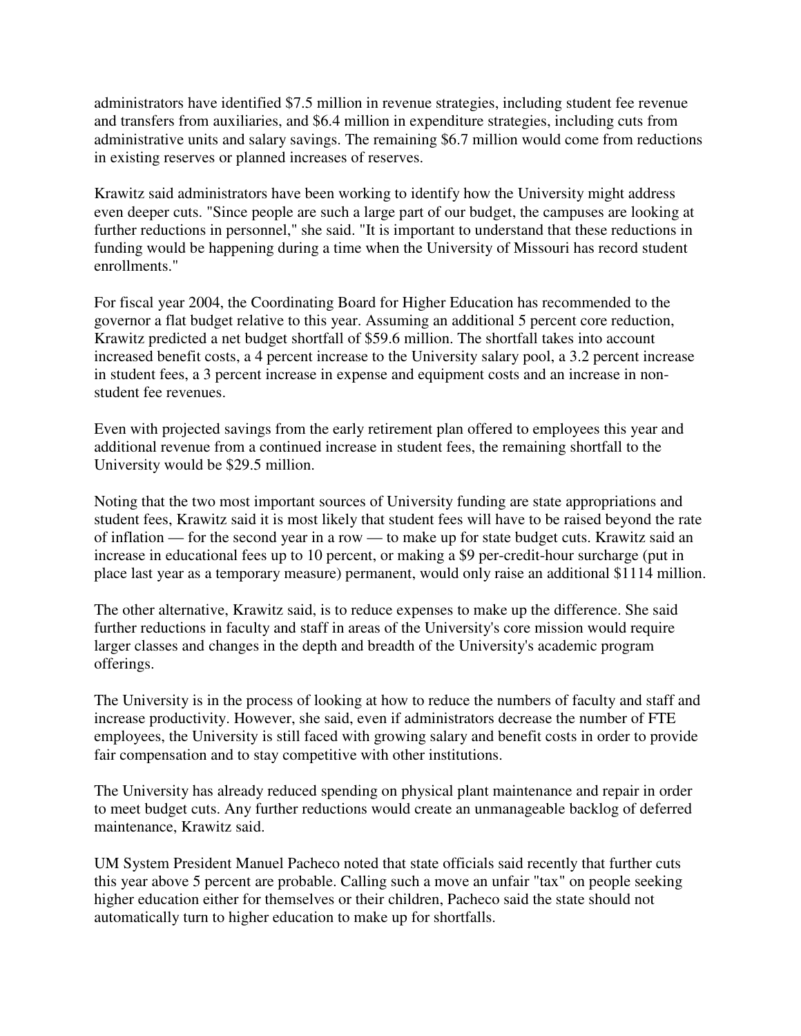administrators have identified $7.5 million in revenue strategies, including student fee revenue and transfers from auxiliaries, and $6.4 million in expenditure strategies, including cuts from administrative units and salary savings. The remaining $6.7 million would come from reductions in existing reserves or planned increases of reserves.

Krawitz said administrators have been working to identify how the University might address even deeper cuts. "Since people are such a large part of our budget, the campuses are looking at further reductions in personnel," she said. "It is important to understand that these reductions in funding would be happening during a time when the University of Missouri has record student enrollments."

For fiscal year 2004, the Coordinating Board for Higher Education has recommended to the governor a flat budget relative to this year. Assuming an additional 5 percent core reduction, Krawitz predicted a net budget shortfall of $59.6 million. The shortfall takes into account increased benefit costs, a 4 percent increase to the University salary pool, a 3.2 percent increase in student fees, a 3 percent increase in expense and equipment costs and an increase in non-student fee revenues.

Even with projected savings from the early retirement plan offered to employees this year and additional revenue from a continued increase in student fees, the remaining shortfall to the University would be $29.5 million.

Noting that the two most important sources of University funding are state appropriations and student fees, Krawitz said it is most likely that student fees will have to be raised beyond the rate of inflation — for the second year in a row — to make up for state budget cuts. Krawitz said an increase in educational fees up to 10 percent, or making a $9 per-credit-hour surcharge (put in place last year as a temporary measure) permanent, would only raise an additional $1114 million.

The other alternative, Krawitz said, is to reduce expenses to make up the difference. She said further reductions in faculty and staff in areas of the University's core mission would require larger classes and changes in the depth and breadth of the University's academic program offerings.

The University is in the process of looking at how to reduce the numbers of faculty and staff and increase productivity. However, she said, even if administrators decrease the number of FTE employees, the University is still faced with growing salary and benefit costs in order to provide fair compensation and to stay competitive with other institutions.

The University has already reduced spending on physical plant maintenance and repair in order to meet budget cuts. Any further reductions would create an unmanageable backlog of deferred maintenance, Krawitz said.

UM System President Manuel Pacheco noted that state officials said recently that further cuts this year above 5 percent are probable. Calling such a move an unfair "tax" on people seeking higher education either for themselves or their children, Pacheco said the state should not automatically turn to higher education to make up for shortfalls.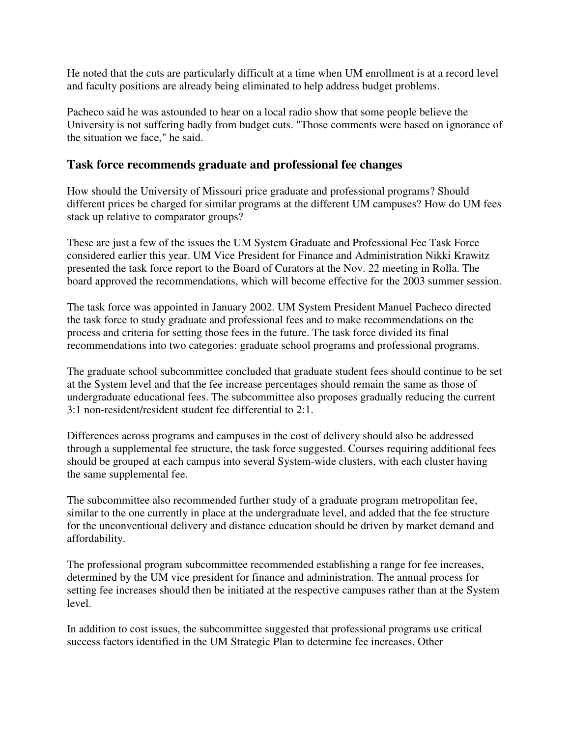He noted that the cuts are particularly difficult at a time when UM enrollment is at a record level and faculty positions are already being eliminated to help address budget problems.

Pacheco said he was astounded to hear on a local radio show that some people believe the University is not suffering badly from budget cuts. "Those comments were based on ignorance of the situation we face," he said.

### Task force recommends graduate and professional fee changes

How should the University of Missouri price graduate and professional programs? Should different prices be charged for similar programs at the different UM campuses? How do UM fees stack up relative to comparator groups?

These are just a few of the issues the UM System Graduate and Professional Fee Task Force considered earlier this year. UM Vice President for Finance and Administration Nikki Krawitz presented the task force report to the Board of Curators at the Nov. 22 meeting in Rolla. The board approved the recommendations, which will become effective for the 2003 summer session.

The task force was appointed in January 2002. UM System President Manuel Pacheco directed the task force to study graduate and professional fees and to make recommendations on the process and criteria for setting those fees in the future. The task force divided its final recommendations into two categories: graduate school programs and professional programs.

The graduate school subcommittee concluded that graduate student fees should continue to be set at the System level and that the fee increase percentages should remain the same as those of undergraduate educational fees. The subcommittee also proposes gradually reducing the current 3:1 non-resident/resident student fee differential to 2:1.

Differences across programs and campuses in the cost of delivery should also be addressed through a supplemental fee structure, the task force suggested. Courses requiring additional fees should be grouped at each campus into several System-wide clusters, with each cluster having the same supplemental fee.

The subcommittee also recommended further study of a graduate program metropolitan fee, similar to the one currently in place at the undergraduate level, and added that the fee structure for the unconventional delivery and distance education should be driven by market demand and affordability.

The professional program subcommittee recommended establishing a range for fee increases, determined by the UM vice president for finance and administration. The annual process for setting fee increases should then be initiated at the respective campuses rather than at the System level.

In addition to cost issues, the subcommittee suggested that professional programs use critical success factors identified in the UM Strategic Plan to determine fee increases. Other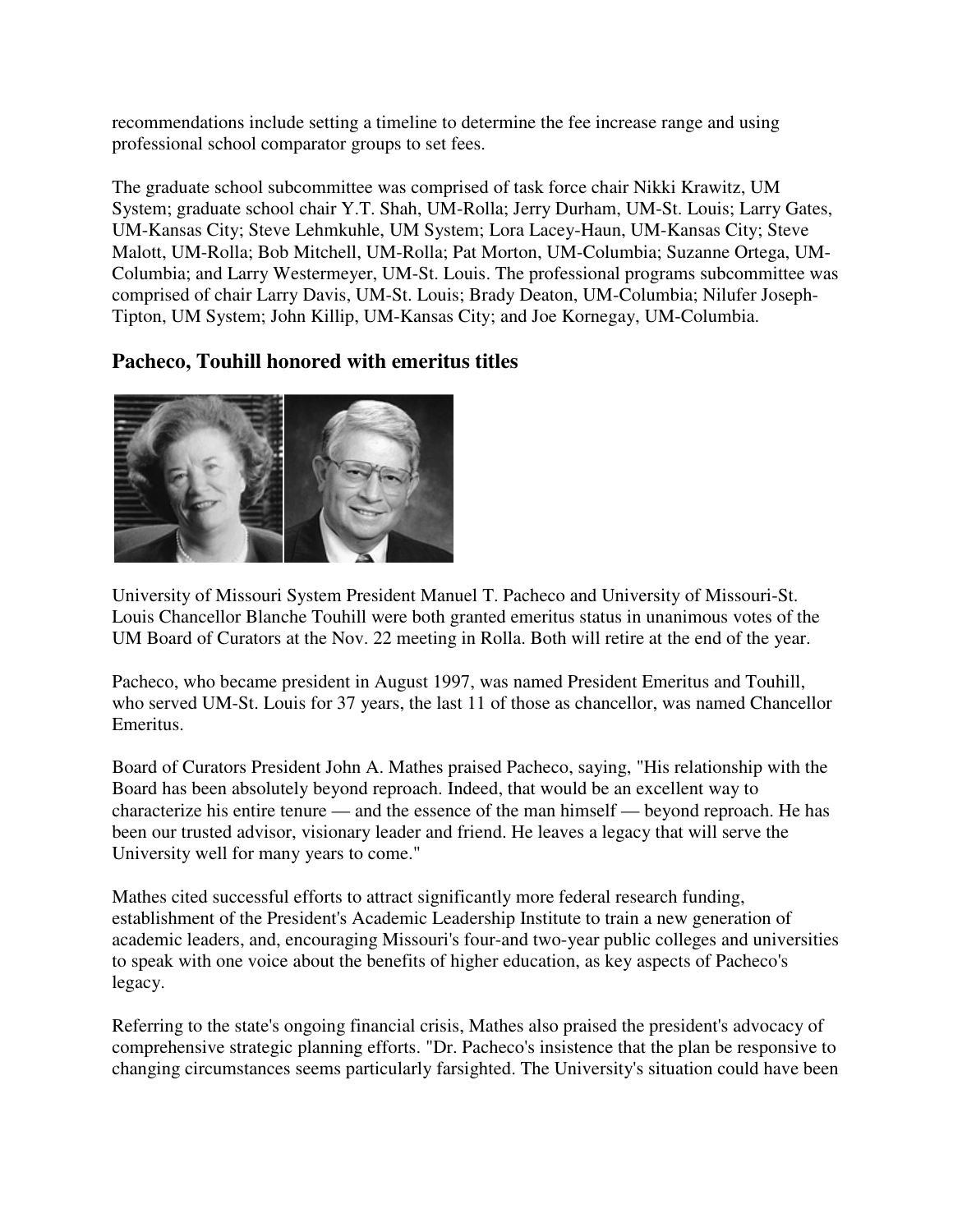recommendations include setting a timeline to determine the fee increase range and using professional school comparator groups to set fees.

The graduate school subcommittee was comprised of task force chair Nikki Krawitz, UM System; graduate school chair Y.T. Shah, UM-Rolla; Jerry Durham, UM-St. Louis; Larry Gates, UM-Kansas City; Steve Lehmkuhle, UM System; Lora Lacey-Haun, UM-Kansas City; Steve Malott, UM-Rolla; Bob Mitchell, UM-Rolla; Pat Morton, UM-Columbia; Suzanne Ortega, UM-Columbia; and Larry Westermeyer, UM-St. Louis. The professional programs subcommittee was comprised of chair Larry Davis, UM-St. Louis; Brady Deaton, UM-Columbia; Nilufer Joseph-Tipton, UM System; John Killip, UM-Kansas City; and Joe Kornegay, UM-Columbia.

### Pacheco, Touhill honored with emeritus titles

University of Missouri System President Manuel T. Pacheco and University of Missouri-St. Louis Chancellor Blanche Touhill were both granted emeritus status in unanimous votes of the UM Board of Curators at the Nov. 22 meeting in Rolla. Both will retire at the end of the year.

Pacheco, who became president in August 1997, was named President Emeritus and Touhill, who served UM-St. Louis for 37 years, the last 11 of those as chancellor, was named Chancellor Emeritus.

Board of Curators President John A. Mathes praised Pacheco, saying, "His relationship with the Board has been absolutely beyond reproach. Indeed, that would be an excellent way to characterize his entire tenure — and the essence of the man himself — beyond reproach. He has been our trusted advisor, visionary leader and friend. He leaves a legacy that will serve the University well for many years to come."

Mathes cited successful efforts to attract significantly more federal research funding, establishment of the President's Academic Leadership Institute to train a new generation of academic leaders, and, encouraging Missouri's four-and two-year public colleges and universities to speak with one voice about the benefits of higher education, as key aspects of Pacheco's legacy.

Referring to the state's ongoing financial crisis, Mathes also praised the president's advocacy of comprehensive strategic planning efforts. "Dr. Pacheco's insistence that the plan be responsive to changing circumstances seems particularly farsighted. The University's situation could have been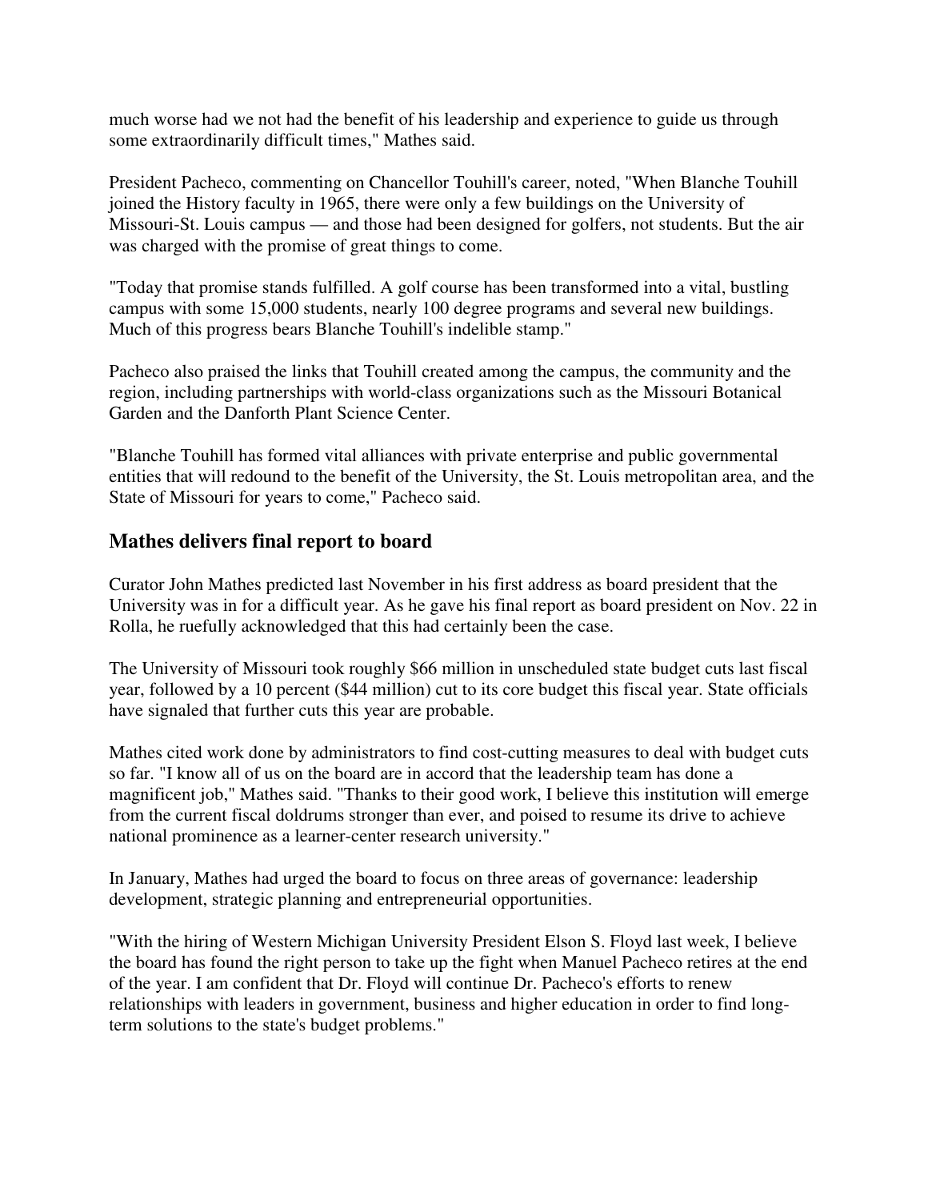much worse had we not had the benefit of his leadership and experience to guide us through some extraordinarily difficult times," Mathes said.

President Pacheco, commenting on Chancellor Touhill's career, noted, "When Blanche Touhill joined the History faculty in 1965, there were only a few buildings on the University of Missouri-St. Louis campus — and those had been designed for golfers, not students. But the air was charged with the promise of great things to come.

"Today that promise stands fulfilled. A golf course has been transformed into a vital, bustling campus with some 15,000 students, nearly 100 degree programs and several new buildings. Much of this progress bears Blanche Touhill's indelible stamp."

Pacheco also praised the links that Touhill created among the campus, the community and the region, including partnerships with world-class organizations such as the Missouri Botanical Garden and the Danforth Plant Science Center.

"Blanche Touhill has formed vital alliances with private enterprise and public governmental entities that will redound to the benefit of the University, the St. Louis metropolitan area, and the State of Missouri for years to come," Pacheco said.

## Mathes delivers final report to board

Curator John Mathes predicted last November in his first address as board president that the University was in for a difficult year. As he gave his final report as board president on Nov. 22 in Rolla, he ruefully acknowledged that this had certainly been the case.

The University of Missouri took roughly $66 million in unscheduled state budget cuts last fiscal year, followed by a 10 percent ($44 million) cut to its core budget this fiscal year. State officials have signaled that further cuts this year are probable.

Mathes cited work done by administrators to find cost-cutting measures to deal with budget cuts so far. "I know all of us on the board are in accord that the leadership team has done a magnificent job," Mathes said. "Thanks to their good work, I believe this institution will emerge from the current fiscal doldrums stronger than ever, and poised to resume its drive to achieve national prominence as a learner-center research university."

In January, Mathes had urged the board to focus on three areas of governance: leadership development, strategic planning and entrepreneurial opportunities.

"With the hiring of Western Michigan University President Elson S. Floyd last week, I believe the board has found the right person to take up the fight when Manuel Pacheco retires at the end of the year. I am confident that Dr. Floyd will continue Dr. Pacheco's efforts to renew relationships with leaders in government, business and higher education in order to find long-term solutions to the state's budget problems."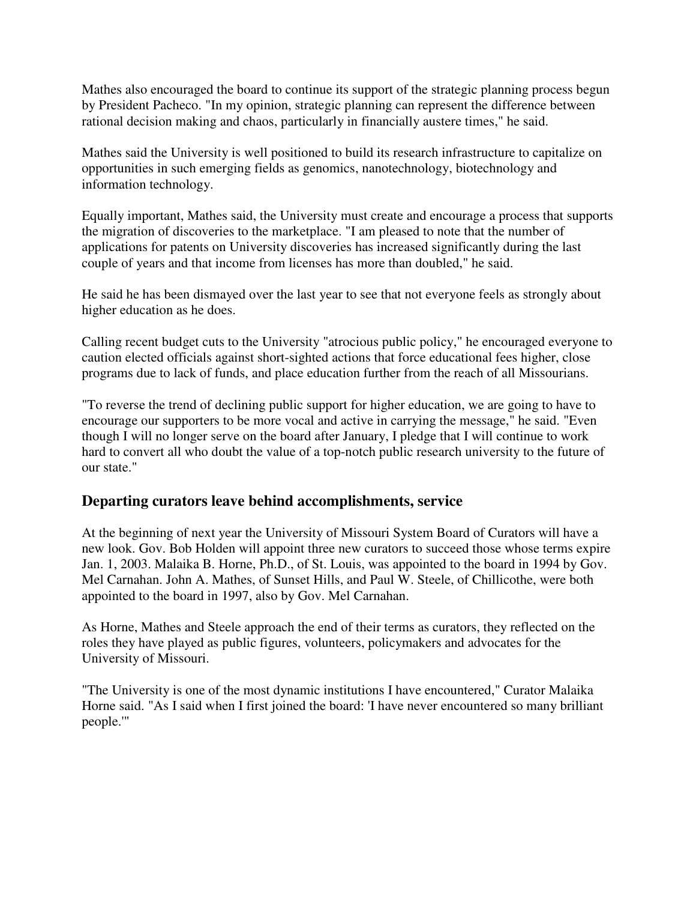Mathes also encouraged the board to continue its support of the strategic planning process begun by President Pacheco. "In my opinion, strategic planning can represent the difference between rational decision making and chaos, particularly in financially austere times," he said.

Mathes said the University is well positioned to build its research infrastructure to capitalize on opportunities in such emerging fields as genomics, nanotechnology, biotechnology and information technology.

Equally important, Mathes said, the University must create and encourage a process that supports the migration of discoveries to the marketplace. "I am pleased to note that the number of applications for patents on University discoveries has increased significantly during the last couple of years and that income from licenses has more than doubled," he said.

He said he has been dismayed over the last year to see that not everyone feels as strongly about higher education as he does.

Calling recent budget cuts to the University "atrocious public policy," he encouraged everyone to caution elected officials against short-sighted actions that force educational fees higher, close programs due to lack of funds, and place education further from the reach of all Missourians.

"To reverse the trend of declining public support for higher education, we are going to have to encourage our supporters to be more vocal and active in carrying the message," he said. "Even though I will no longer serve on the board after January, I pledge that I will continue to work hard to convert all who doubt the value of a top-notch public research university to the future of our state."

## Departing curators leave behind accomplishments, service

At the beginning of next year the University of Missouri System Board of Curators will have a new look. Gov. Bob Holden will appoint three new curators to succeed those whose terms expire Jan. 1, 2003. Malaika B. Horne, Ph.D., of St. Louis, was appointed to the board in 1994 by Gov. Mel Carnahan. John A. Mathes, of Sunset Hills, and Paul W. Steele, of Chillicothe, were both appointed to the board in 1997, also by Gov. Mel Carnahan.

As Horne, Mathes and Steele approach the end of their terms as curators, they reflected on the roles they have played as public figures, volunteers, policymakers and advocates for the University of Missouri.

"The University is one of the most dynamic institutions I have encountered," Curator Malaika Horne said. "As I said when I first joined the board: 'I have never encountered so many brilliant people.'"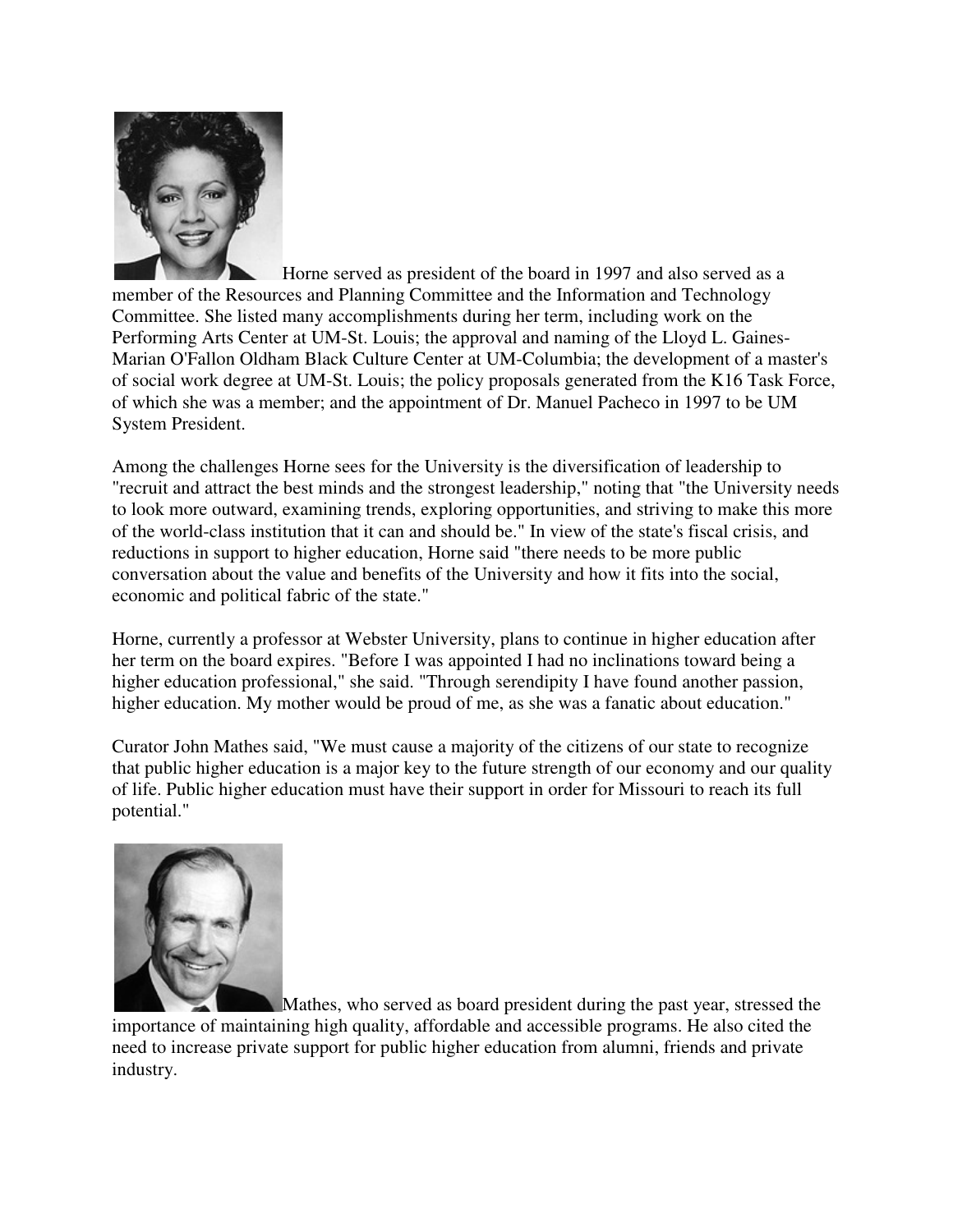Horne served as president of the board in 1997 and also served as a member of the Resources and Planning Committee and the Information and Technology Committee. She listed many accomplishments during her term, including work on the Performing Arts Center at UM-St. Louis; the approval and naming of the Lloyd L. Gaines-Marian O'Fallon Oldham Black Culture Center at UM-Columbia; the development of a master's of social work degree at UM-St. Louis; the policy proposals generated from the K16 Task Force, of which she was a member; and the appointment of Dr. Manuel Pacheco in 1997 to be UM System President.

Among the challenges Horne sees for the University is the diversification of leadership to "recruit and attract the best minds and the strongest leadership," noting that "the University needs to look more outward, examining trends, exploring opportunities, and striving to make this more of the world-class institution that it can and should be." In view of the state's fiscal crisis, and reductions in support to higher education, Horne said "there needs to be more public conversation about the value and benefits of the University and how it fits into the social, economic and political fabric of the state."

Horne, currently a professor at Webster University, plans to continue in higher education after her term on the board expires. "Before I was appointed I had no inclinations toward being a higher education professional," she said. "Through serendipity I have found another passion, higher education. My mother would be proud of me, as she was a fanatic about education."

Curator John Mathes said, "We must cause a majority of the citizens of our state to recognize that public higher education is a major key to the future strength of our economy and our quality of life. Public higher education must have their support in order for Missouri to reach its full potential."

Mathes, who served as board president during the past year, stressed the importance of maintaining high quality, affordable and accessible programs. He also cited the need to increase private support for public higher education from alumni, friends and private industry.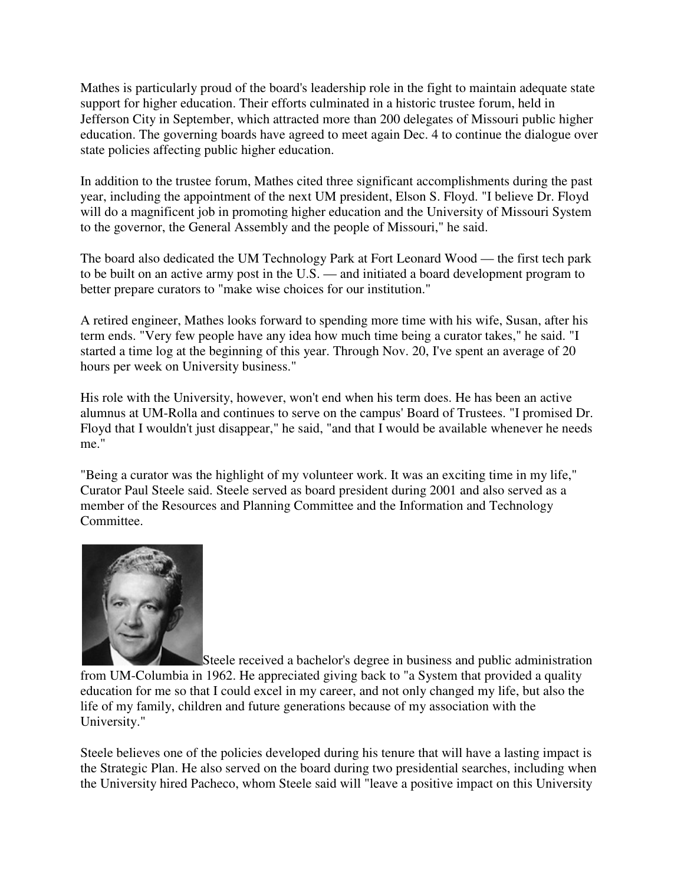Mathes is particularly proud of the board's leadership role in the fight to maintain adequate state support for higher education. Their efforts culminated in a historic trustee forum, held in Jefferson City in September, which attracted more than 200 delegates of Missouri public higher education. The governing boards have agreed to meet again Dec. 4 to continue the dialogue over state policies affecting public higher education.

In addition to the trustee forum, Mathes cited three significant accomplishments during the past year, including the appointment of the next UM president, Elson S. Floyd. "I believe Dr. Floyd will do a magnificent job in promoting higher education and the University of Missouri System to the governor, the General Assembly and the people of Missouri," he said.

The board also dedicated the UM Technology Park at Fort Leonard Wood — the first tech park to be built on an active army post in the U.S. — and initiated a board development program to better prepare curators to "make wise choices for our institution."

A retired engineer, Mathes looks forward to spending more time with his wife, Susan, after his term ends. "Very few people have any idea how much time being a curator takes," he said. "I started a time log at the beginning of this year. Through Nov. 20, I've spent an average of 20 hours per week on University business."

His role with the University, however, won't end when his term does. He has been an active alumnus at UM-Rolla and continues to serve on the campus' Board of Trustees. "I promised Dr. Floyd that I wouldn't just disappear," he said, "and that I would be available whenever he needs me."

"Being a curator was the highlight of my volunteer work. It was an exciting time in my life," Curator Paul Steele said. Steele served as board president during 2001 and also served as a member of the Resources and Planning Committee and the Information and Technology Committee.

Steele received a bachelor's degree in business and public administration from UM-Columbia in 1962. He appreciated giving back to "a System that provided a quality education for me so that I could excel in my career, and not only changed my life, but also the life of my family, children and future generations because of my association with the University."

Steele believes one of the policies developed during his tenure that will have a lasting impact is the Strategic Plan. He also served on the board during two presidential searches, including when the University hired Pacheco, whom Steele said will "leave a positive impact on this University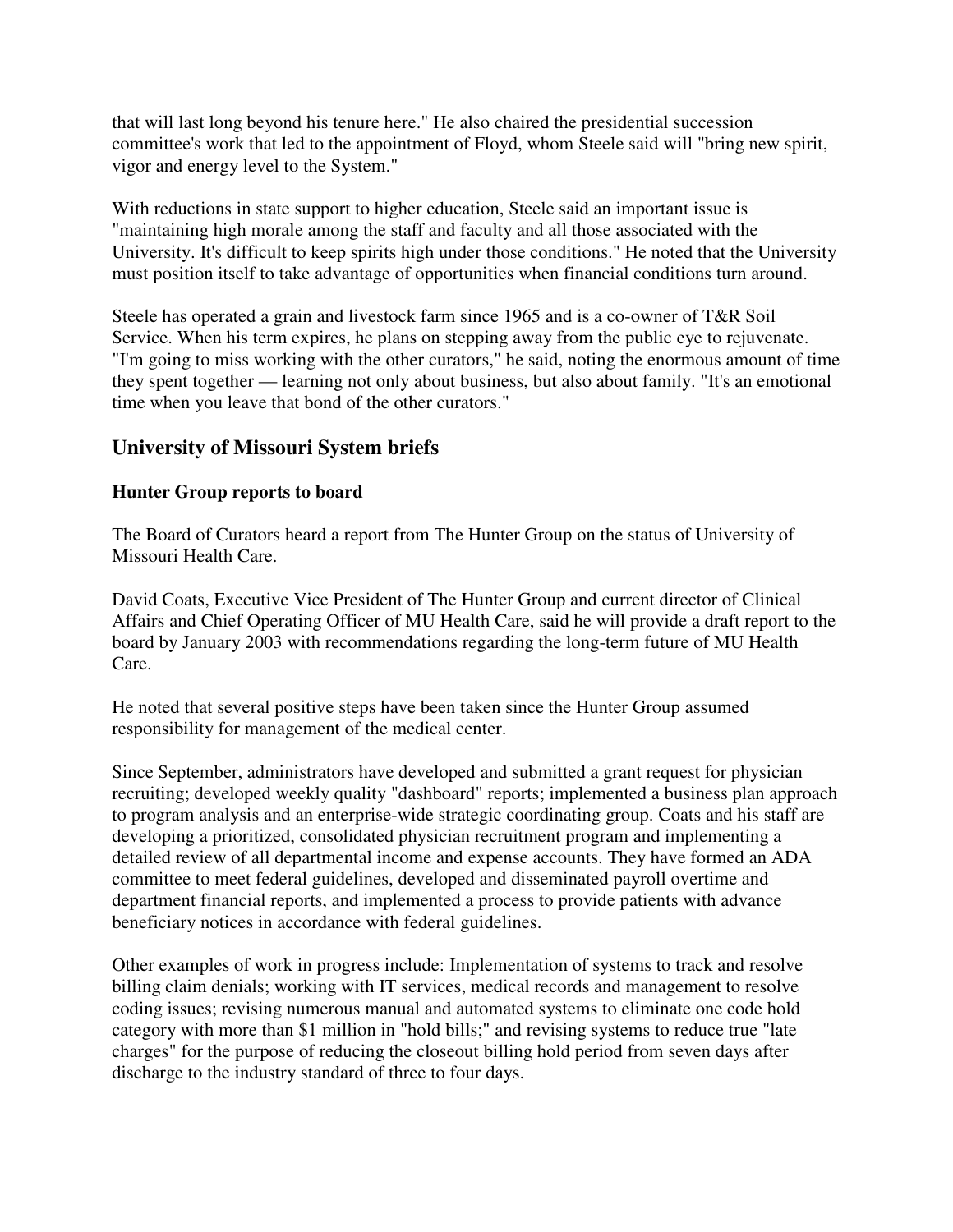that will last long beyond his tenure here." He also chaired the presidential succession committee's work that led to the appointment of Floyd, whom Steele said will "bring new spirit, vigor and energy level to the System."

With reductions in state support to higher education, Steele said an important issue is "maintaining high morale among the staff and faculty and all those associated with the University. It's difficult to keep spirits high under those conditions." He noted that the University must position itself to take advantage of opportunities when financial conditions turn around.

Steele has operated a grain and livestock farm since 1965 and is a co-owner of T&R Soil Service. When his term expires, he plans on stepping away from the public eye to rejuvenate. "I'm going to miss working with the other curators," he said, noting the enormous amount of time they spent together — learning not only about business, but also about family. "It's an emotional time when you leave that bond of the other curators."

## University of Missouri System briefs

### Hunter Group reports to board

The Board of Curators heard a report from The Hunter Group on the status of University of Missouri Health Care.

David Coats, Executive Vice President of The Hunter Group and current director of Clinical Affairs and Chief Operating Officer of MU Health Care, said he will provide a draft report to the board by January 2003 with recommendations regarding the long-term future of MU Health Care.

He noted that several positive steps have been taken since the Hunter Group assumed responsibility for management of the medical center.

Since September, administrators have developed and submitted a grant request for physician recruiting; developed weekly quality "dashboard" reports; implemented a business plan approach to program analysis and an enterprise-wide strategic coordinating group. Coats and his staff are developing a prioritized, consolidated physician recruitment program and implementing a detailed review of all departmental income and expense accounts. They have formed an ADA committee to meet federal guidelines, developed and disseminated payroll overtime and department financial reports, and implemented a process to provide patients with advance beneficiary notices in accordance with federal guidelines.

Other examples of work in progress include: Implementation of systems to track and resolve billing claim denials; working with IT services, medical records and management to resolve coding issues; revising numerous manual and automated systems to eliminate one code hold category with more than $1 million in "hold bills;" and revising systems to reduce true "late charges" for the purpose of reducing the closeout billing hold period from seven days after discharge to the industry standard of three to four days.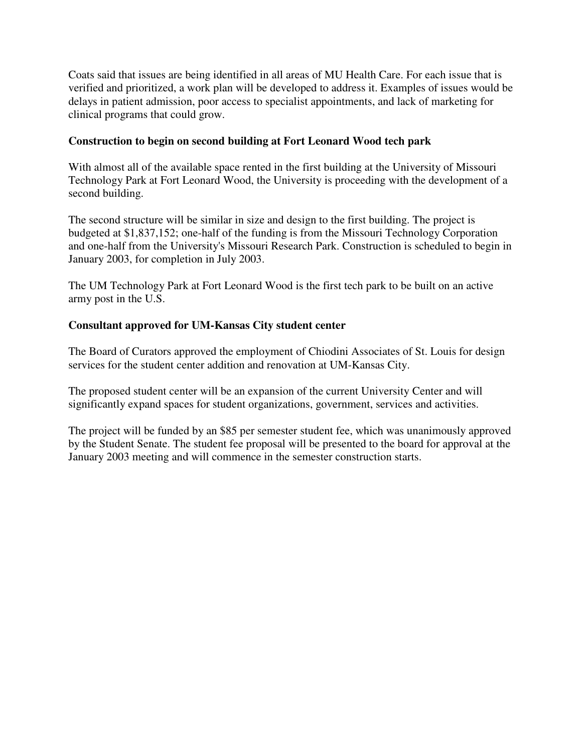Coats said that issues are being identified in all areas of MU Health Care. For each issue that is verified and prioritized, a work plan will be developed to address it. Examples of issues would be delays in patient admission, poor access to specialist appointments, and lack of marketing for clinical programs that could grow.

**Construction to begin on second building at Fort Leonard Wood tech park**

With almost all of the available space rented in the first building at the University of Missouri Technology Park at Fort Leonard Wood, the University is proceeding with the development of a second building.

The second structure will be similar in size and design to the first building. The project is budgeted at $1,837,152; one-half of the funding is from the Missouri Technology Corporation and one-half from the University's Missouri Research Park. Construction is scheduled to begin in January 2003, for completion in July 2003.

The UM Technology Park at Fort Leonard Wood is the first tech park to be built on an active army post in the U.S.

**Consultant approved for UM-Kansas City student center**

The Board of Curators approved the employment of Chiodini Associates of St. Louis for design services for the student center addition and renovation at UM-Kansas City.

The proposed student center will be an expansion of the current University Center and will significantly expand spaces for student organizations, government, services and activities.

The project will be funded by an $85 per semester student fee, which was unanimously approved by the Student Senate. The student fee proposal will be presented to the board for approval at the January 2003 meeting and will commence in the semester construction starts.